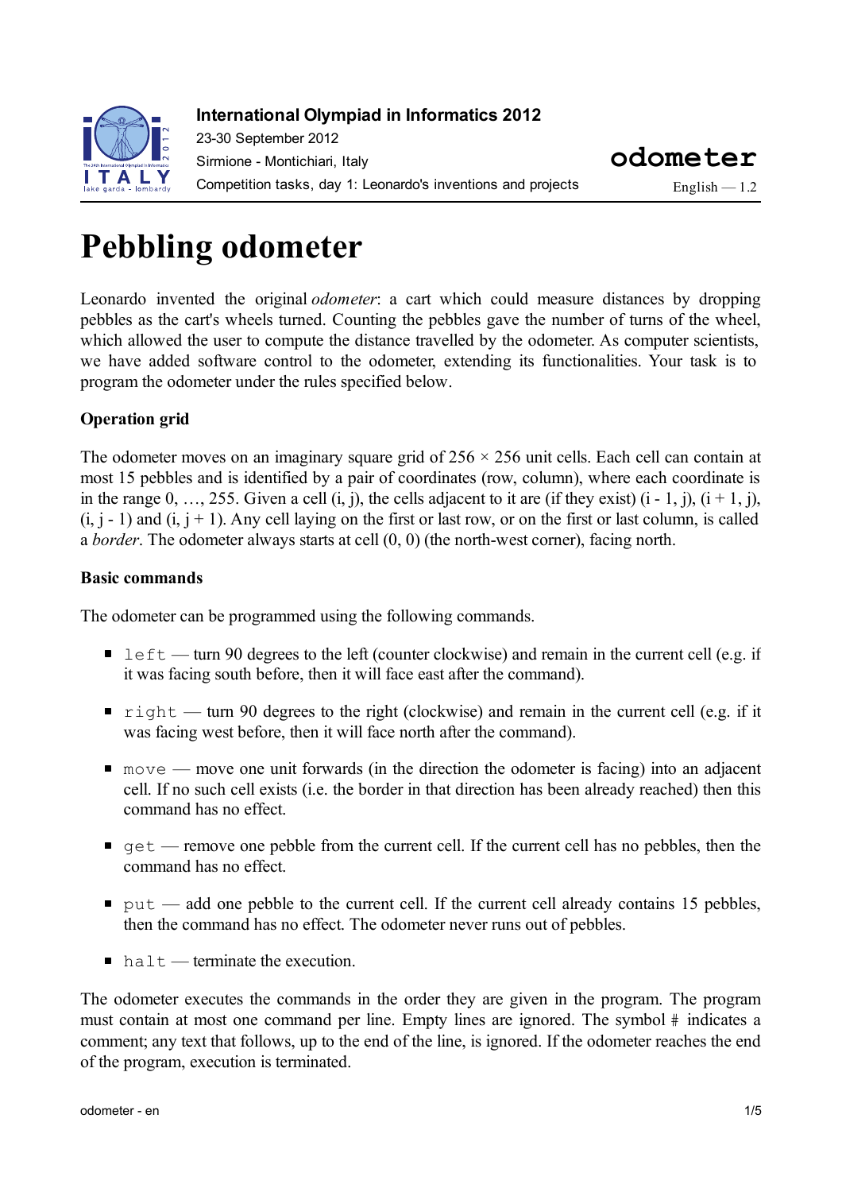International Olympiad in Informatics 2012

23-30 September 2012

Sirmione - Montichiari, Italy

Competition tasks, day 1: Leonardo's inventions and projects

**odometer**

English — 1.2

# Pebbling odometer

Leonardo invented the original *odometer*: a cart which could measure distances by dropping pebbles as the cart's wheels turned. Counting the pebbles gave the number of turns of the wheel, which allowed the user to compute the distance travelled by the odometer. As computer scientists, we have added software control to the odometer, extending its functionalities. Your task is to program the odometer under the rules specified below.

### Operation grid

The odometer moves on an imaginary square grid of 256 × 256 unit cells. Each cell can contain at most 15 pebbles and is identified by a pair of coordinates (row, column), where each coordinate is in the range 0, …, 255. Given a cell (i, j), the cells adjacent to it are (if they exist) (i - 1, j), (i + 1, j), (i, j - 1) and (i, j + 1). Any cell laying on the first or last row, or on the first or last column, is called a *border*. The odometer always starts at cell (0, 0) (the north-west corner), facing north.

### Basic commands

The odometer can be programmed using the following commands.

- `left` — turn 90 degrees to the left (counter clockwise) and remain in the current cell (e.g. if it was facing south before, then it will face east after the command).
- `right` — turn 90 degrees to the right (clockwise) and remain in the current cell (e.g. if it was facing west before, then it will face north after the command).
- `move` — move one unit forwards (in the direction the odometer is facing) into an adjacent cell. If no such cell exists (i.e. the border in that direction has been already reached) then this command has no effect.
- `get` — remove one pebble from the current cell. If the current cell has no pebbles, then the command has no effect.
- `put` — add one pebble to the current cell. If the current cell already contains 15 pebbles, then the command has no effect. The odometer never runs out of pebbles.
- `halt` — terminate the execution.

The odometer executes the commands in the order they are given in the program. The program must contain at most one command per line. Empty lines are ignored. The symbol # indicates a comment; any text that follows, up to the end of the line, is ignored. If the odometer reaches the end of the program, execution is terminated.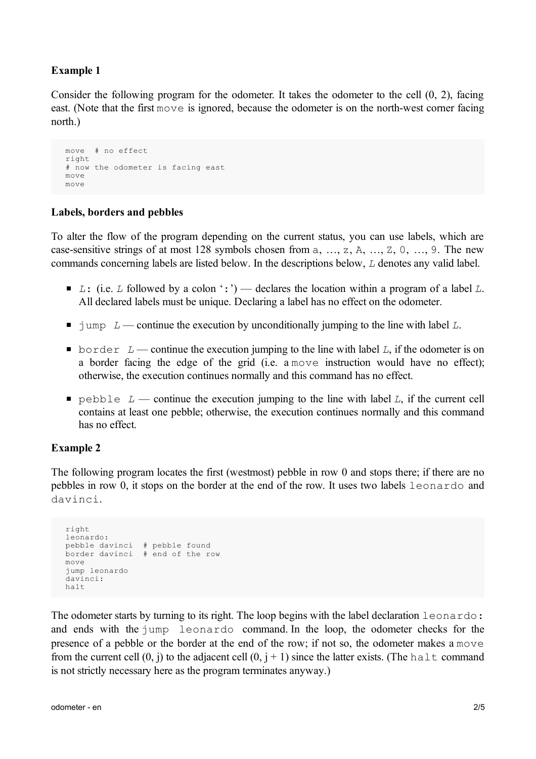**Example 1**

Consider the following program for the odometer. It takes the odometer to the cell (0, 2), facing east. (Note that the first `move` is ignored, because the odometer is on the north-west corner facing north.)

```
move  # no effect
right
# now the odometer is facing east
move
move
```

**Labels, borders and pebbles**

To alter the flow of the program depending on the current status, you can use labels, which are case-sensitive strings of at most 128 symbols chosen from `a`, …, `z`, `A`, …, `Z`, `0`, …, `9`. The new commands concerning labels are listed below. In the descriptions below, *L* denotes any valid label.

- *L*`:` (i.e. *L* followed by a colon '`:`') — declares the location within a program of a label *L*. All declared labels must be unique. Declaring a label has no effect on the odometer.
- `jump` *L* — continue the execution by unconditionally jumping to the line with label *L*.
- `border` *L* — continue the execution jumping to the line with label *L*, if the odometer is on a border facing the edge of the grid (i.e. a `move` instruction would have no effect); otherwise, the execution continues normally and this command has no effect.
- `pebble` *L* — continue the execution jumping to the line with label *L*, if the current cell contains at least one pebble; otherwise, the execution continues normally and this command has no effect.

**Example 2**

The following program locates the first (westmost) pebble in row 0 and stops there; if there are no pebbles in row 0, it stops on the border at the end of the row. It uses two labels `leonardo` and `davinci`.

```
right
leonardo:
pebble davinci  # pebble found
border davinci  # end of the row
move
jump leonardo
davinci:
halt
```

The odometer starts by turning to its right. The loop begins with the label declaration `leonardo:` and ends with the `jump leonardo` command. In the loop, the odometer checks for the presence of a pebble or the border at the end of the row; if not so, the odometer makes a `move` from the current cell (0, j) to the adjacent cell (0, j + 1) since the latter exists. (The `halt` command is not strictly necessary here as the program terminates anyway.)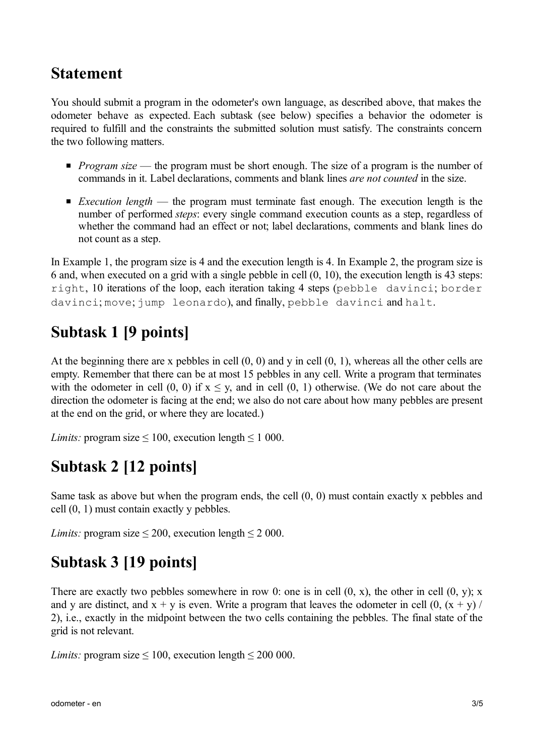## Statement

You should submit a program in the odometer's own language, as described above, that makes the odometer behave as expected. Each subtask (see below) specifies a behavior the odometer is required to fulfill and the constraints the submitted solution must satisfy. The constraints concern the two following matters.

- *Program size* — the program must be short enough. The size of a program is the number of commands in it. Label declarations, comments and blank lines *are not counted* in the size.
- *Execution length* — the program must terminate fast enough. The execution length is the number of performed *steps*: every single command execution counts as a step, regardless of whether the command had an effect or not; label declarations, comments and blank lines do not count as a step.

In Example 1, the program size is 4 and the execution length is 4. In Example 2, the program size is 6 and, when executed on a grid with a single pebble in cell (0, 10), the execution length is 43 steps: `right`, 10 iterations of the loop, each iteration taking 4 steps (`pebble davinci`; `border davinci`; `move`; `jump leonardo`), and finally, `pebble davinci` and `halt`.

## Subtask 1 [9 points]

At the beginning there are x pebbles in cell (0, 0) and y in cell (0, 1), whereas all the other cells are empty. Remember that there can be at most 15 pebbles in any cell. Write a program that terminates with the odometer in cell (0, 0) if $x \leq y$, and in cell (0, 1) otherwise. (We do not care about the direction the odometer is facing at the end; we also do not care about how many pebbles are present at the end on the grid, or where they are located.)

*Limits:* program size $\leq$ 100, execution length $\leq$ 1 000.

## Subtask 2 [12 points]

Same task as above but when the program ends, the cell (0, 0) must contain exactly x pebbles and cell (0, 1) must contain exactly y pebbles.

*Limits:* program size $\leq$ 200, execution length $\leq$ 2 000.

## Subtask 3 [19 points]

There are exactly two pebbles somewhere in row 0: one is in cell (0, x), the other in cell (0, y); x and y are distinct, and $x + y$ is even. Write a program that leaves the odometer in cell (0, $(x + y) / 2$), i.e., exactly in the midpoint between the two cells containing the pebbles. The final state of the grid is not relevant.

*Limits:* program size $\leq$ 100, execution length $\leq$ 200 000.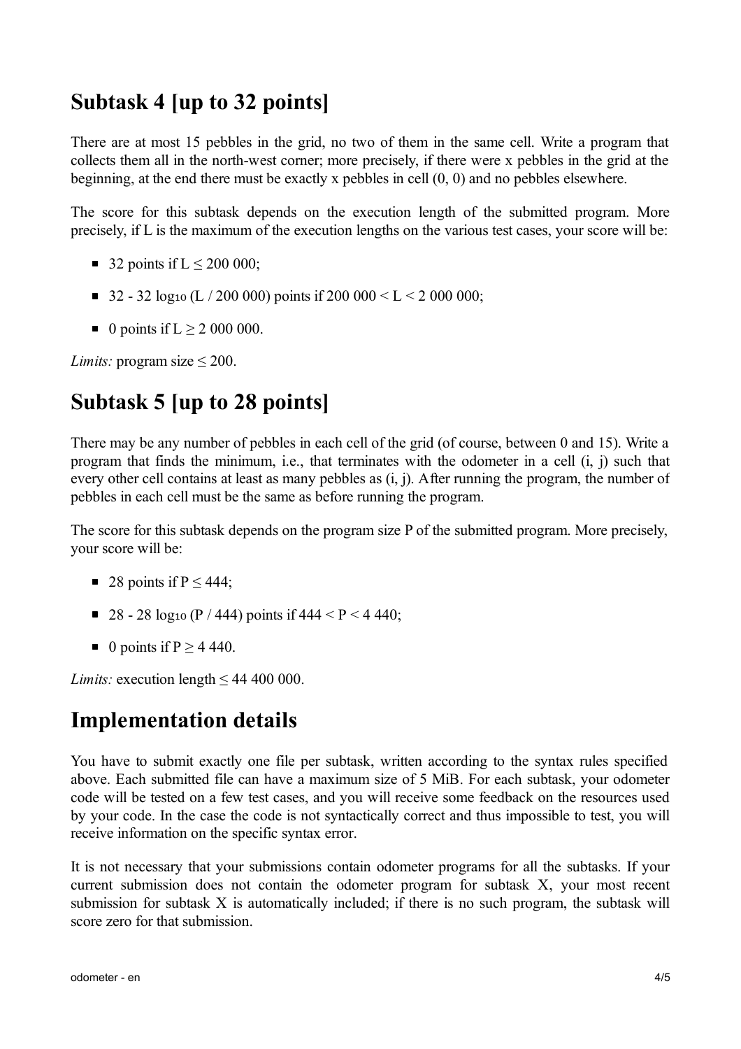## Subtask 4 [up to 32 points]

There are at most 15 pebbles in the grid, no two of them in the same cell. Write a program that collects them all in the north-west corner; more precisely, if there were x pebbles in the grid at the beginning, at the end there must be exactly x pebbles in cell (0, 0) and no pebbles elsewhere.

The score for this subtask depends on the execution length of the submitted program. More precisely, if L is the maximum of the execution lengths on the various test cases, your score will be:

- 32 points if $L \leq 200\,000$;
- $32 - 32 \log_{10} (L / 200\,000)$ points if $200\,000 < L < 2\,000\,000$;
- 0 points if $L \geq 2\,000\,000$.

*Limits:* program size ≤ 200.

## Subtask 5 [up to 28 points]

There may be any number of pebbles in each cell of the grid (of course, between 0 and 15). Write a program that finds the minimum, i.e., that terminates with the odometer in a cell (i, j) such that every other cell contains at least as many pebbles as (i, j). After running the program, the number of pebbles in each cell must be the same as before running the program.

The score for this subtask depends on the program size P of the submitted program. More precisely, your score will be:

- 28 points if $P \leq 444$;
- $28 - 28 \log_{10} (P / 444)$ points if $444 < P < 4\,440$;
- 0 points if $P \geq 4\,440$.

*Limits:* execution length ≤ 44 400 000.

## Implementation details

You have to submit exactly one file per subtask, written according to the syntax rules specified above. Each submitted file can have a maximum size of 5 MiB. For each subtask, your odometer code will be tested on a few test cases, and you will receive some feedback on the resources used by your code. In the case the code is not syntactically correct and thus impossible to test, you will receive information on the specific syntax error.

It is not necessary that your submissions contain odometer programs for all the subtasks. If your current submission does not contain the odometer program for subtask X, your most recent submission for subtask X is automatically included; if there is no such program, the subtask will score zero for that submission.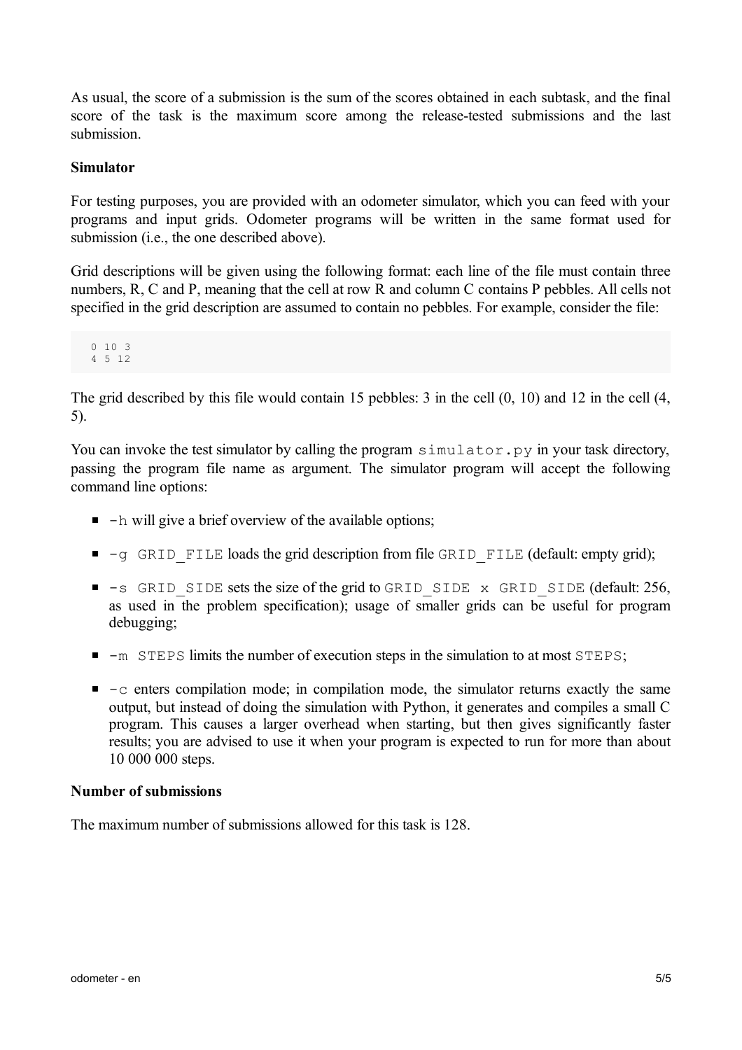As usual, the score of a submission is the sum of the scores obtained in each subtask, and the final score of the task is the maximum score among the release-tested submissions and the last submission.

**Simulator**

For testing purposes, you are provided with an odometer simulator, which you can feed with your programs and input grids. Odometer programs will be written in the same format used for submission (i.e., the one described above).

Grid descriptions will be given using the following format: each line of the file must contain three numbers, R, C and P, meaning that the cell at row R and column C contains P pebbles. All cells not specified in the grid description are assumed to contain no pebbles. For example, consider the file:

```
0 10 3
4 5 12
```

The grid described by this file would contain 15 pebbles: 3 in the cell (0, 10) and 12 in the cell (4, 5).

You can invoke the test simulator by calling the program `simulator.py` in your task directory, passing the program file name as argument. The simulator program will accept the following command line options:

- `-h` will give a brief overview of the available options;
- `-g GRID_FILE` loads the grid description from file `GRID_FILE` (default: empty grid);
- `-s GRID_SIDE` sets the size of the grid to `GRID_SIDE x GRID_SIDE` (default: 256, as used in the problem specification); usage of smaller grids can be useful for program debugging;
- `-m STEPS` limits the number of execution steps in the simulation to at most `STEPS`;
- `-c` enters compilation mode; in compilation mode, the simulator returns exactly the same output, but instead of doing the simulation with Python, it generates and compiles a small C program. This causes a larger overhead when starting, but then gives significantly faster results; you are advised to use it when your program is expected to run for more than about 10 000 000 steps.

**Number of submissions**

The maximum number of submissions allowed for this task is 128.